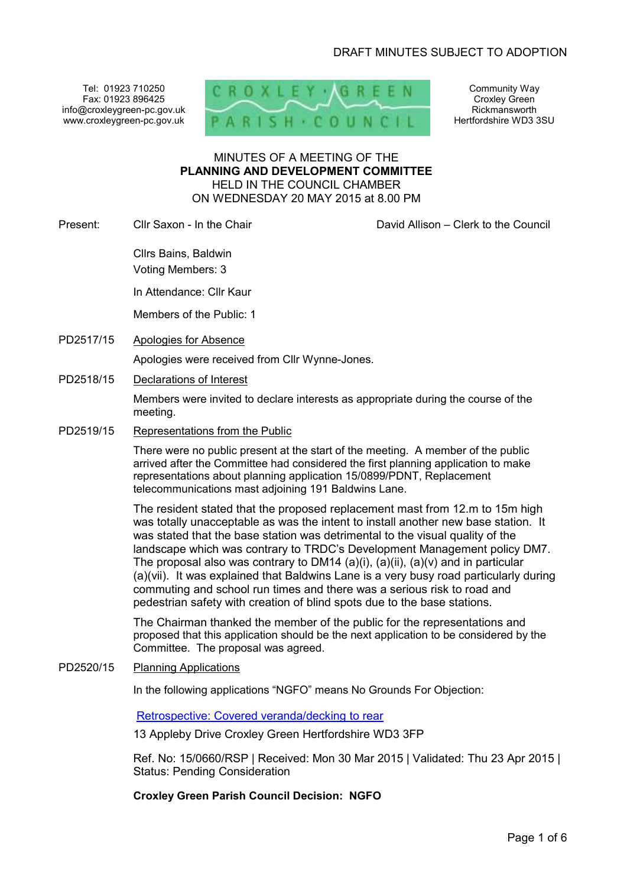DRAFT MINUTES SUBJECT TO ADOPTION

Tel: 01923 710250
Fax: 01923 896425
info@croxleygreen-pc.gov.uk
www.croxleygreen-pc.gov.uk

CROXLEY GREEN PARISH COUNCIL

Community Way
Croxley Green
Rickmansworth
Hertfordshire WD3 3SU

# MINUTES OF A MEETING OF THE **PLANNING AND DEVELOPMENT COMMITTEE** HELD IN THE COUNCIL CHAMBER ON WEDNESDAY 20 MAY 2015 at 8.00 PM

Present: Cllr Saxon - In the Chair — David Allison – Clerk to the Council

Cllrs Bains, Baldwin
Voting Members: 3

In Attendance: Cllr Kaur

Members of the Public: 1

**PD2517/15 Apologies for Absence**

Apologies were received from Cllr Wynne-Jones.

**PD2518/15 Declarations of Interest**

Members were invited to declare interests as appropriate during the course of the meeting.

**PD2519/15 Representations from the Public**

There were no public present at the start of the meeting. A member of the public arrived after the Committee had considered the first planning application to make representations about planning application 15/0899/PDNT, Replacement telecommunications mast adjoining 191 Baldwins Lane.

The resident stated that the proposed replacement mast from 12.m to 15m high was totally unacceptable as was the intent to install another new base station. It was stated that the base station was detrimental to the visual quality of the landscape which was contrary to TRDC's Development Management policy DM7. The proposal also was contrary to DM14 (a)(i), (a)(ii), (a)(v) and in particular (a)(vii). It was explained that Baldwins Lane is a very busy road particularly during commuting and school run times and there was a serious risk to road and pedestrian safety with creation of blind spots due to the base stations.

The Chairman thanked the member of the public for the representations and proposed that this application should be the next application to be considered by the Committee. The proposal was agreed.

**PD2520/15 Planning Applications**

In the following applications "NGFO" means No Grounds For Objection:

Retrospective: Covered veranda/decking to rear

13 Appleby Drive Croxley Green Hertfordshire WD3 3FP

Ref. No: 15/0660/RSP | Received: Mon 30 Mar 2015 | Validated: Thu 23 Apr 2015 | Status: Pending Consideration

**Croxley Green Parish Council Decision: NGFO**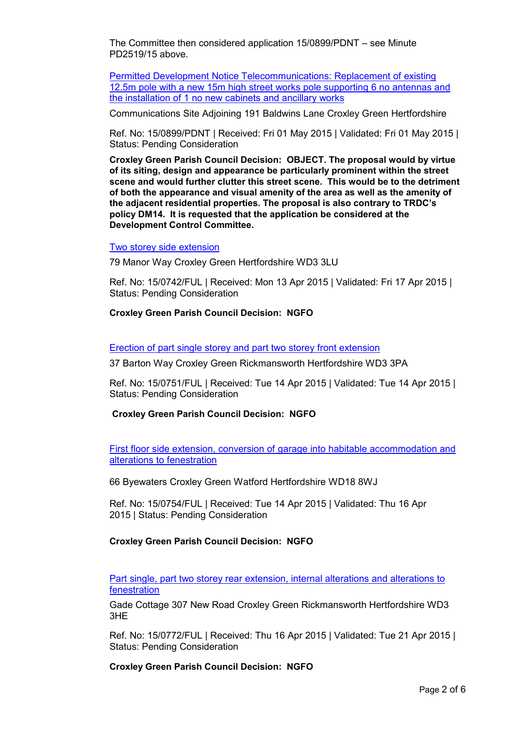The Committee then considered application 15/0899/PDNT – see Minute PD2519/15 above.

Permitted Development Notice Telecommunications: Replacement of existing 12.5m pole with a new 15m high street works pole supporting 6 no antennas and the installation of 1 no new cabinets and ancillary works

Communications Site Adjoining 191 Baldwins Lane Croxley Green Hertfordshire

Ref. No: 15/0899/PDNT | Received: Fri 01 May 2015 | Validated: Fri 01 May 2015 | Status: Pending Consideration

**Croxley Green Parish Council Decision: OBJECT. The proposal would by virtue of its siting, design and appearance be particularly prominent within the street scene and would further clutter this street scene. This would be to the detriment of both the appearance and visual amenity of the area as well as the amenity of the adjacent residential properties. The proposal is also contrary to TRDC's policy DM14. It is requested that the application be considered at the Development Control Committee.**

Two storey side extension

79 Manor Way Croxley Green Hertfordshire WD3 3LU

Ref. No: 15/0742/FUL | Received: Mon 13 Apr 2015 | Validated: Fri 17 Apr 2015 | Status: Pending Consideration

**Croxley Green Parish Council Decision: NGFO**

Erection of part single storey and part two storey front extension

37 Barton Way Croxley Green Rickmansworth Hertfordshire WD3 3PA

Ref. No: 15/0751/FUL | Received: Tue 14 Apr 2015 | Validated: Tue 14 Apr 2015 | Status: Pending Consideration

**Croxley Green Parish Council Decision: NGFO**

First floor side extension, conversion of garage into habitable accommodation and alterations to fenestration

66 Byewaters Croxley Green Watford Hertfordshire WD18 8WJ

Ref. No: 15/0754/FUL | Received: Tue 14 Apr 2015 | Validated: Thu 16 Apr 2015 | Status: Pending Consideration

**Croxley Green Parish Council Decision: NGFO**

Part single, part two storey rear extension, internal alterations and alterations to fenestration

Gade Cottage 307 New Road Croxley Green Rickmansworth Hertfordshire WD3 3HE

Ref. No: 15/0772/FUL | Received: Thu 16 Apr 2015 | Validated: Tue 21 Apr 2015 | Status: Pending Consideration

**Croxley Green Parish Council Decision: NGFO**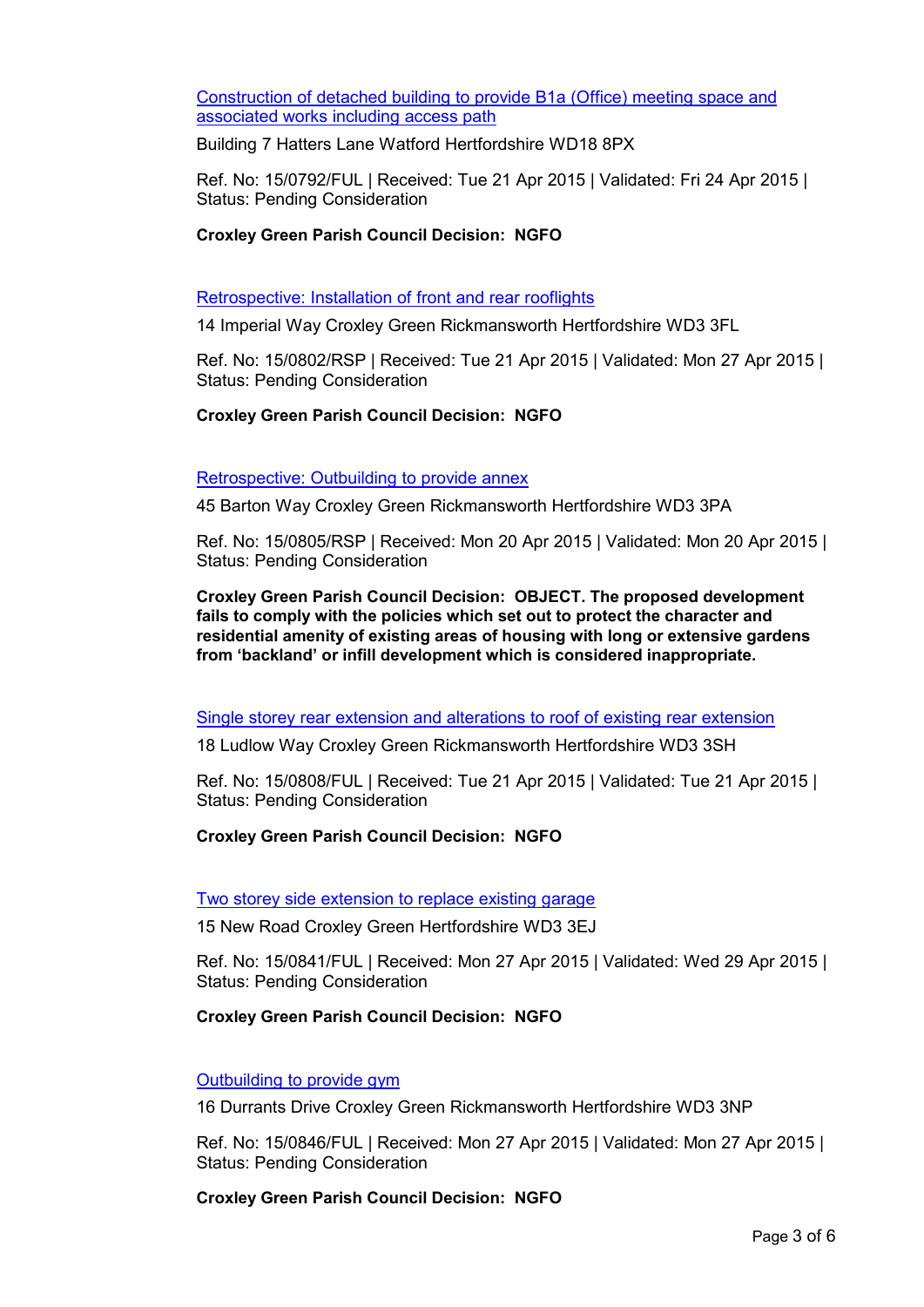[Construction of detached building to provide B1a (Office) meeting space and associated works including access path]

Building 7 Hatters Lane Watford Hertfordshire WD18 8PX

Ref. No: 15/0792/FUL | Received: Tue 21 Apr 2015 | Validated: Fri 24 Apr 2015 | Status: Pending Consideration

**Croxley Green Parish Council Decision: NGFO**

[Retrospective: Installation of front and rear rooflights]

14 Imperial Way Croxley Green Rickmansworth Hertfordshire WD3 3FL

Ref. No: 15/0802/RSP | Received: Tue 21 Apr 2015 | Validated: Mon 27 Apr 2015 | Status: Pending Consideration

**Croxley Green Parish Council Decision: NGFO**

[Retrospective: Outbuilding to provide annex]

45 Barton Way Croxley Green Rickmansworth Hertfordshire WD3 3PA

Ref. No: 15/0805/RSP | Received: Mon 20 Apr 2015 | Validated: Mon 20 Apr 2015 | Status: Pending Consideration

**Croxley Green Parish Council Decision: OBJECT. The proposed development fails to comply with the policies which set out to protect the character and residential amenity of existing areas of housing with long or extensive gardens from 'backland' or infill development which is considered inappropriate.**

[Single storey rear extension and alterations to roof of existing rear extension]

18 Ludlow Way Croxley Green Rickmansworth Hertfordshire WD3 3SH

Ref. No: 15/0808/FUL | Received: Tue 21 Apr 2015 | Validated: Tue 21 Apr 2015 | Status: Pending Consideration

**Croxley Green Parish Council Decision: NGFO**

[Two storey side extension to replace existing garage]

15 New Road Croxley Green Hertfordshire WD3 3EJ

Ref. No: 15/0841/FUL | Received: Mon 27 Apr 2015 | Validated: Wed 29 Apr 2015 | Status: Pending Consideration

**Croxley Green Parish Council Decision: NGFO**

[Outbuilding to provide gym]

16 Durrants Drive Croxley Green Rickmansworth Hertfordshire WD3 3NP

Ref. No: 15/0846/FUL | Received: Mon 27 Apr 2015 | Validated: Mon 27 Apr 2015 | Status: Pending Consideration

**Croxley Green Parish Council Decision: NGFO**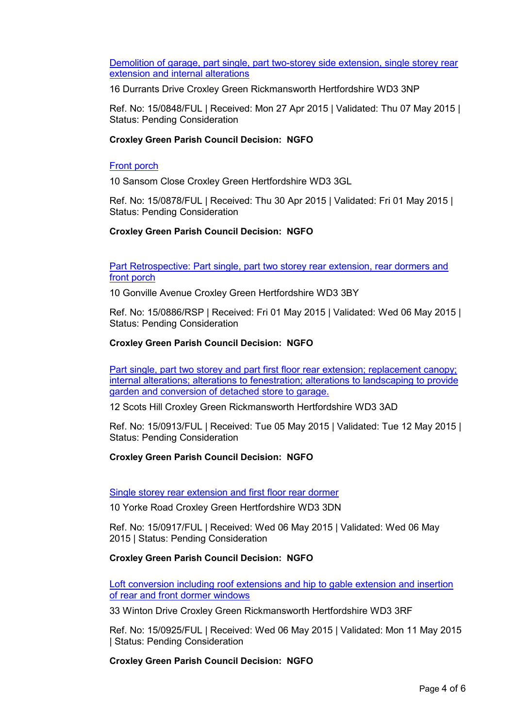[Demolition of garage, part single, part two-storey side extension, single storey rear extension and internal alterations]

16 Durrants Drive Croxley Green Rickmansworth Hertfordshire WD3 3NP

Ref. No: 15/0848/FUL | Received: Mon 27 Apr 2015 | Validated: Thu 07 May 2015 | Status: Pending Consideration

**Croxley Green Parish Council Decision: NGFO**

[Front porch]

10 Sansom Close Croxley Green Hertfordshire WD3 3GL

Ref. No: 15/0878/FUL | Received: Thu 30 Apr 2015 | Validated: Fri 01 May 2015 | Status: Pending Consideration

**Croxley Green Parish Council Decision: NGFO**

[Part Retrospective: Part single, part two storey rear extension, rear dormers and front porch]

10 Gonville Avenue Croxley Green Hertfordshire WD3 3BY

Ref. No: 15/0886/RSP | Received: Fri 01 May 2015 | Validated: Wed 06 May 2015 | Status: Pending Consideration

**Croxley Green Parish Council Decision: NGFO**

[Part single, part two storey and part first floor rear extension; replacement canopy; internal alterations; alterations to fenestration; alterations to landscaping to provide garden and conversion of detached store to garage.]

12 Scots Hill Croxley Green Rickmansworth Hertfordshire WD3 3AD

Ref. No: 15/0913/FUL | Received: Tue 05 May 2015 | Validated: Tue 12 May 2015 | Status: Pending Consideration

**Croxley Green Parish Council Decision: NGFO**

[Single storey rear extension and first floor rear dormer]

10 Yorke Road Croxley Green Hertfordshire WD3 3DN

Ref. No: 15/0917/FUL | Received: Wed 06 May 2015 | Validated: Wed 06 May 2015 | Status: Pending Consideration

**Croxley Green Parish Council Decision: NGFO**

[Loft conversion including roof extensions and hip to gable extension and insertion of rear and front dormer windows]

33 Winton Drive Croxley Green Rickmansworth Hertfordshire WD3 3RF

Ref. No: 15/0925/FUL | Received: Wed 06 May 2015 | Validated: Mon 11 May 2015 | Status: Pending Consideration

**Croxley Green Parish Council Decision: NGFO**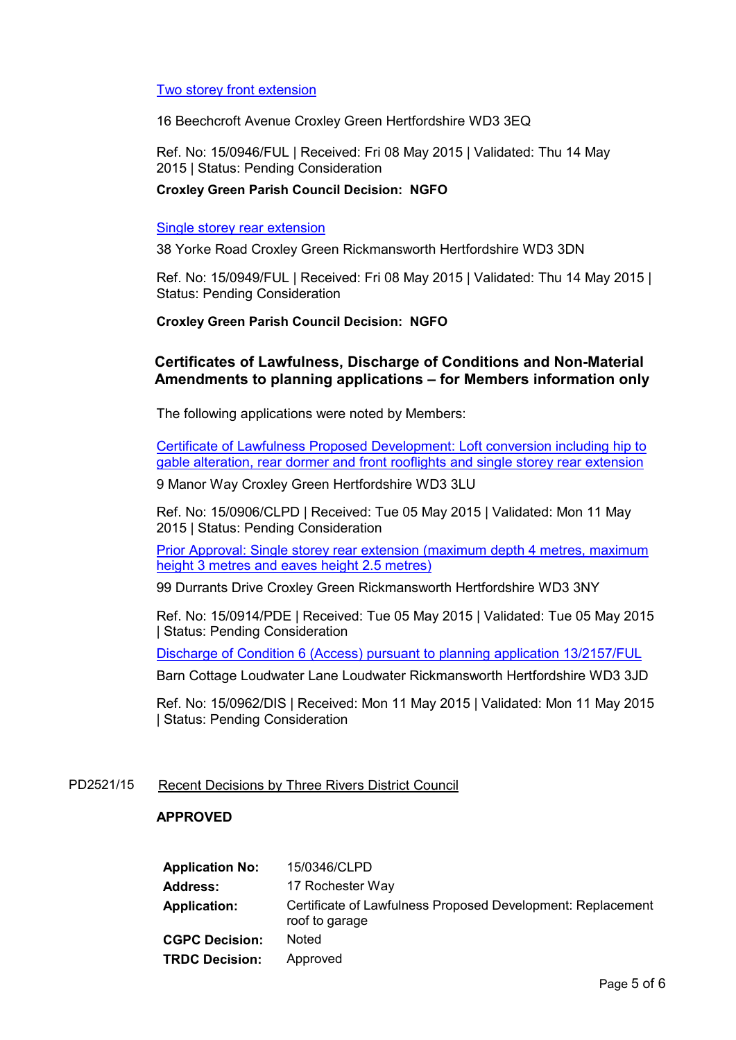Two storey front extension

16 Beechcroft Avenue Croxley Green Hertfordshire WD3 3EQ

Ref. No: 15/0946/FUL | Received: Fri 08 May 2015 | Validated: Thu 14 May 2015 | Status: Pending Consideration

**Croxley Green Parish Council Decision: NGFO**

Single storey rear extension

38 Yorke Road Croxley Green Rickmansworth Hertfordshire WD3 3DN

Ref. No: 15/0949/FUL | Received: Fri 08 May 2015 | Validated: Thu 14 May 2015 | Status: Pending Consideration

**Croxley Green Parish Council Decision: NGFO**

### Certificates of Lawfulness, Discharge of Conditions and Non-Material Amendments to planning applications – for Members information only

The following applications were noted by Members:

Certificate of Lawfulness Proposed Development: Loft conversion including hip to gable alteration, rear dormer and front rooflights and single storey rear extension

9 Manor Way Croxley Green Hertfordshire WD3 3LU

Ref. No: 15/0906/CLPD | Received: Tue 05 May 2015 | Validated: Mon 11 May 2015 | Status: Pending Consideration

Prior Approval: Single storey rear extension (maximum depth 4 metres, maximum height 3 metres and eaves height 2.5 metres)

99 Durrants Drive Croxley Green Rickmansworth Hertfordshire WD3 3NY

Ref. No: 15/0914/PDE | Received: Tue 05 May 2015 | Validated: Tue 05 May 2015 | Status: Pending Consideration

Discharge of Condition 6 (Access) pursuant to planning application 13/2157/FUL

Barn Cottage Loudwater Lane Loudwater Rickmansworth Hertfordshire WD3 3JD

Ref. No: 15/0962/DIS | Received: Mon 11 May 2015 | Validated: Mon 11 May 2015 | Status: Pending Consideration

PD2521/15 Recent Decisions by Three Rivers District Council

**APPROVED**

| | |
|---|---|
| **Application No:** | 15/0346/CLPD |
| **Address:** | 17 Rochester Way |
| **Application:** | Certificate of Lawfulness Proposed Development: Replacement roof to garage |
| **CGPC Decision:** | Noted |
| **TRDC Decision:** | Approved |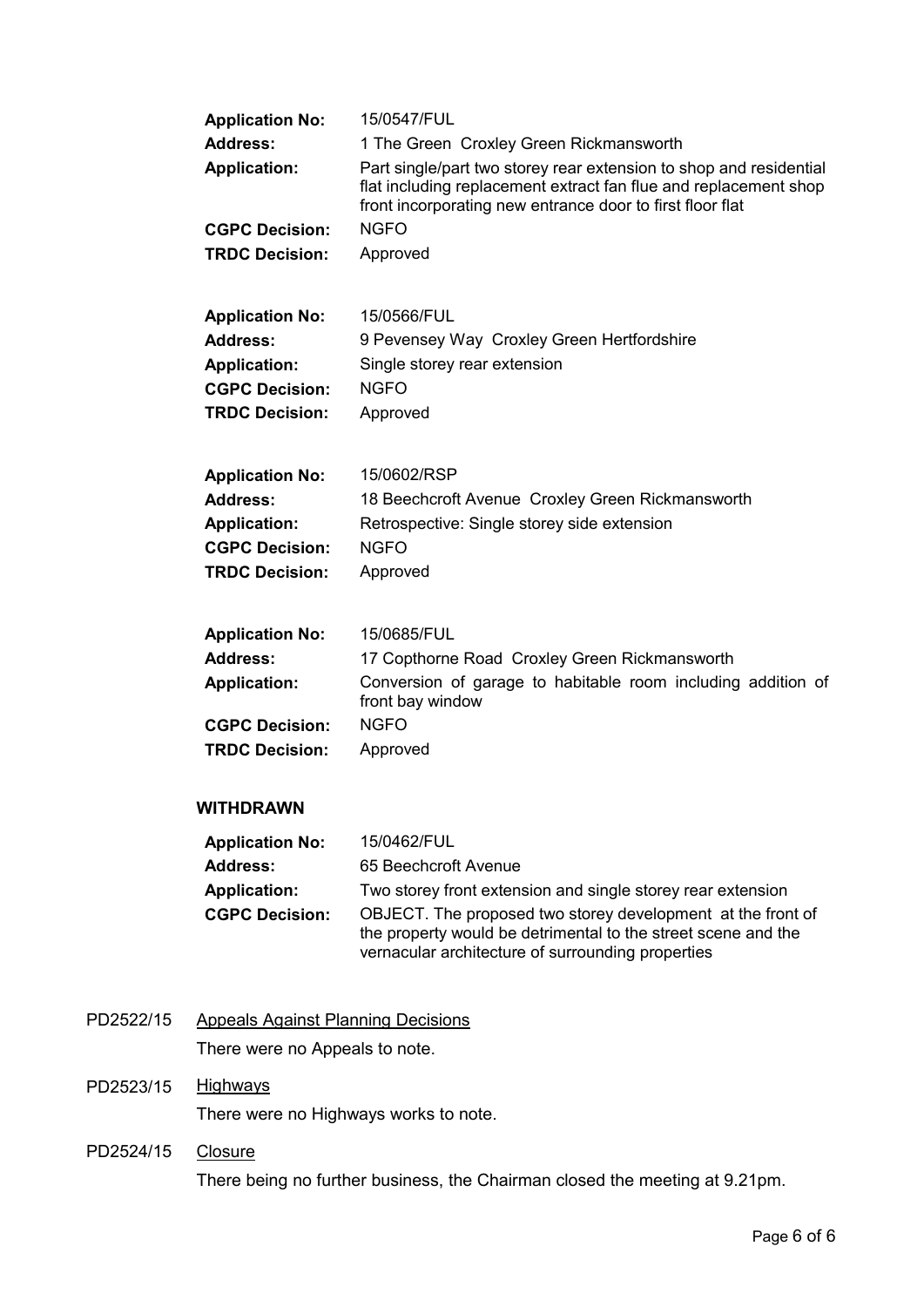**Application No:** 15/0547/FUL
**Address:** 1 The Green Croxley Green Rickmansworth
**Application:** Part single/part two storey rear extension to shop and residential flat including replacement extract fan flue and replacement shop front incorporating new entrance door to first floor flat
**CGPC Decision:** NGFO
**TRDC Decision:** Approved

**Application No:** 15/0566/FUL
**Address:** 9 Pevensey Way Croxley Green Hertfordshire
**Application:** Single storey rear extension
**CGPC Decision:** NGFO
**TRDC Decision:** Approved

**Application No:** 15/0602/RSP
**Address:** 18 Beechcroft Avenue Croxley Green Rickmansworth
**Application:** Retrospective: Single storey side extension
**CGPC Decision:** NGFO
**TRDC Decision:** Approved

**Application No:** 15/0685/FUL
**Address:** 17 Copthorne Road Croxley Green Rickmansworth
**Application:** Conversion of garage to habitable room including addition of front bay window
**CGPC Decision:** NGFO
**TRDC Decision:** Approved

**WITHDRAWN**

**Application No:** 15/0462/FUL
**Address:** 65 Beechcroft Avenue
**Application:** Two storey front extension and single storey rear extension
**CGPC Decision:** OBJECT. The proposed two storey development at the front of the property would be detrimental to the street scene and the vernacular architecture of surrounding properties

PD2522/15 Appeals Against Planning Decisions

There were no Appeals to note.

PD2523/15 Highways

There were no Highways works to note.

PD2524/15 Closure

There being no further business, the Chairman closed the meeting at 9.21pm.